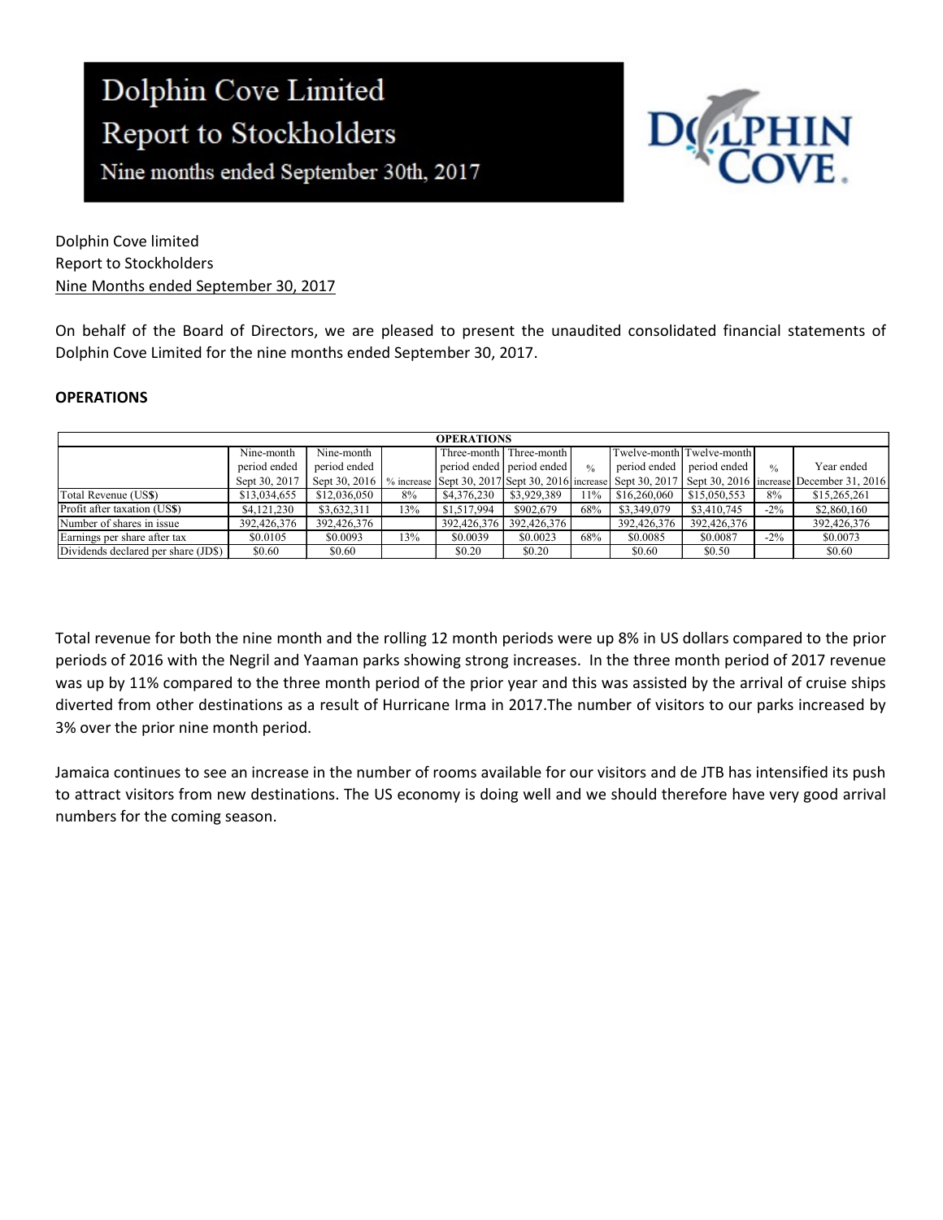# Dolphin Cove Limited
## Report to Stockholders
### Nine months ended September 30th, 2017

Dolphin Cove limited
Report to Stockholders
Nine Months ended September 30, 2017

On behalf of the Board of Directors, we are pleased to present the unaudited consolidated financial statements of Dolphin Cove Limited for the nine months ended September 30, 2017.

**OPERATIONS**

| OPERATIONS | | | | | | | | | | |
|---|---|---|---|---|---|---|---|---|---|---|
| | Nine-month period ended Sept 30, 2017 | Nine-month period ended Sept 30, 2016 | % increase | Three-month period ended Sept 30, 2017 | Three-month period ended Sept 30, 2016 | % increase | Twelve-month period ended Sept 30, 2017 | Twelve-month period ended Sept 30, 2016 | % increase | Year ended December 31, 2016 |
| Total Revenue (US$) | $13,034,655 | $12,036,050 | 8% | $4,376,230 | $3,929,389 | 11% | $16,260,060 | $15,050,553 | 8% | $15,265,261 |
| Profit after taxation (US$) | $4,121,230 | $3,632,311 | 13% | $1,517,994 | $902,679 | 68% | $3,349,079 | $3,410,745 | -2% | $2,860,160 |
| Number of shares in issue | 392,426,376 | 392,426,376 | | 392,426,376 | 392,426,376 | | 392,426,376 | 392,426,376 | | 392,426,376 |
| Earnings per share after tax | $0.0105 | $0.0093 | 13% | $0.0039 | $0.0023 | 68% | $0.0085 | $0.0087 | -2% | $0.0073 |
| Dividends declared per share (JD$) | $0.60 | $0.60 | | $0.20 | $0.20 | | $0.60 | $0.50 | | $0.60 |

Total revenue for both the nine month and the rolling 12 month periods were up 8% in US dollars compared to the prior periods of 2016 with the Negril and Yaaman parks showing strong increases. In the three month period of 2017 revenue was up by 11% compared to the three month period of the prior year and this was assisted by the arrival of cruise ships diverted from other destinations as a result of Hurricane Irma in 2017.The number of visitors to our parks increased by 3% over the prior nine month period.

Jamaica continues to see an increase in the number of rooms available for our visitors and de JTB has intensified its push to attract visitors from new destinations. The US economy is doing well and we should therefore have very good arrival numbers for the coming season.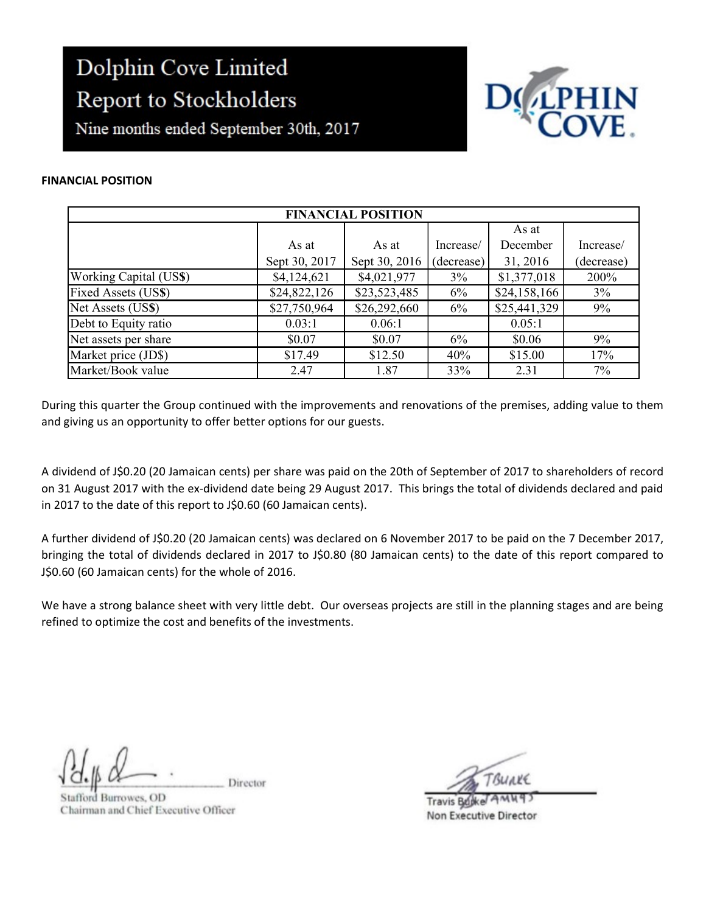# Dolphin Cove Limited

## Report to Stockholders

### Nine months ended September 30th, 2017

**FINANCIAL POSITION**

| FINANCIAL POSITION | | | | | |
|---|---|---|---|---|---|
| | As at Sept 30, 2017 | As at Sept 30, 2016 | Increase/ (decrease) | As at December 31, 2016 | Increase/ (decrease) |
| Working Capital (US$) | $4,124,621 | $4,021,977 | 3% | $1,377,018 | 200% |
| Fixed Assets (US$) | $24,822,126 | $23,523,485 | 6% | $24,158,166 | 3% |
| Net Assets (US$) | $27,750,964 | $26,292,660 | 6% | $25,441,329 | 9% |
| Debt to Equity ratio | 0.03:1 | 0.06:1 | | 0.05:1 | |
| Net assets per share | $0.07 | $0.07 | 6% | $0.06 | 9% |
| Market price (JD$) | $17.49 | $12.50 | 40% | $15.00 | 17% |
| Market/Book value | 2.47 | 1.87 | 33% | 2.31 | 7% |

During this quarter the Group continued with the improvements and renovations of the premises, adding value to them and giving us an opportunity to offer better options for our guests.

A dividend of J$0.20 (20 Jamaican cents) per share was paid on the 20th of September of 2017 to shareholders of record on 31 August 2017 with the ex-dividend date being 29 August 2017. This brings the total of dividends declared and paid in 2017 to the date of this report to J$0.60 (60 Jamaican cents).

A further dividend of J$0.20 (20 Jamaican cents) was declared on 6 November 2017 to be paid on the 7 December 2017, bringing the total of dividends declared in 2017 to J$0.80 (80 Jamaican cents) to the date of this report compared to J$0.60 (60 Jamaican cents) for the whole of 2016.

We have a strong balance sheet with very little debt. Our overseas projects are still in the planning stages and are being refined to optimize the cost and benefits of the investments.

Director
Stafford Burrowes, OD
Chairman and Chief Executive Officer

Travis Burke
Non Executive Director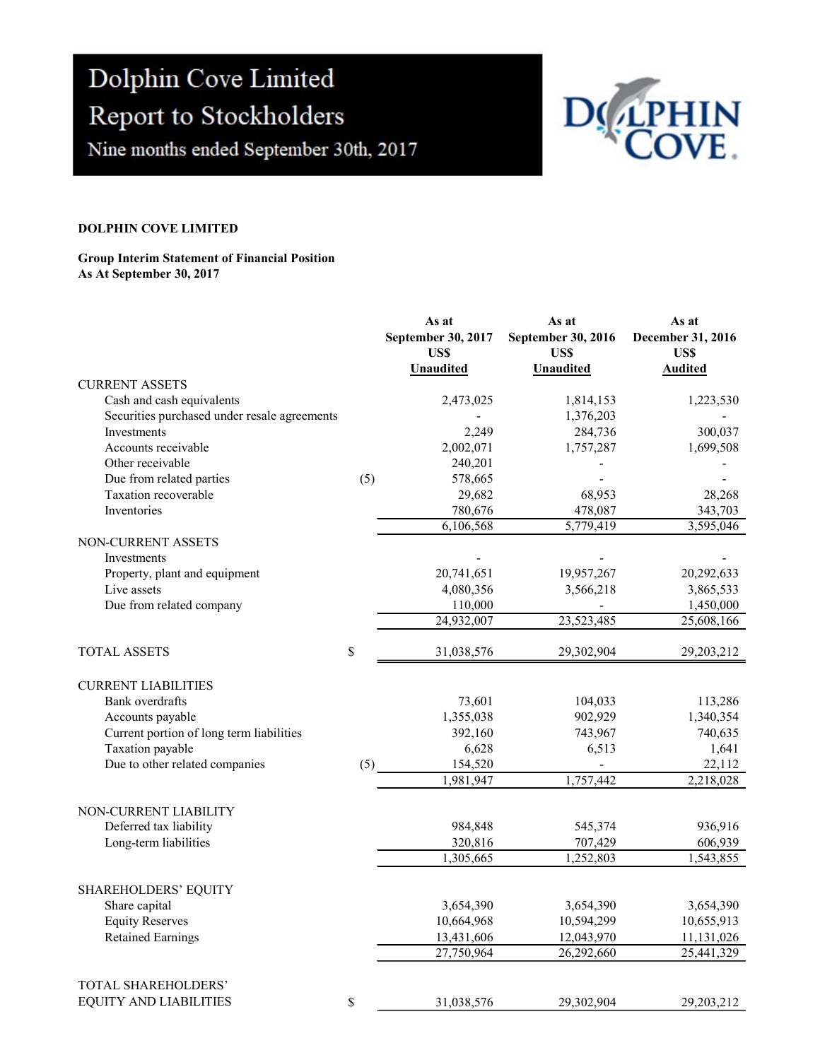# Dolphin Cove Limited
## Report to Stockholders
### Nine months ended September 30th, 2017

**DOLPHIN COVE LIMITED**

**Group Interim Statement of Financial Position**
**As At September 30, 2017**

| | | As at September 30, 2017 US$ Unaudited | As at September 30, 2016 US$ Unaudited | As at December 31, 2016 US$ Audited |
|---|---|---|---|---|
| CURRENT ASSETS | | | | |
| Cash and cash equivalents | | 2,473,025 | 1,814,153 | 1,223,530 |
| Securities purchased under resale agreements | | - | 1,376,203 | - |
| Investments | | 2,249 | 284,736 | 300,037 |
| Accounts receivable | | 2,002,071 | 1,757,287 | 1,699,508 |
| Other receivable | | 240,201 | - | - |
| Due from related parties | (5) | 578,665 | - | - |
| Taxation recoverable | | 29,682 | 68,953 | 28,268 |
| Inventories | | 780,676 | 478,087 | 343,703 |
| | | 6,106,568 | 5,779,419 | 3,595,046 |
| NON-CURRENT ASSETS | | | | |
| Investments | | - | - | - |
| Property, plant and equipment | | 20,741,651 | 19,957,267 | 20,292,633 |
| Live assets | | 4,080,356 | 3,566,218 | 3,865,533 |
| Due from related company | | 110,000 | - | 1,450,000 |
| | | 24,932,007 | 23,523,485 | 25,608,166 |
| TOTAL ASSETS | $ | 31,038,576 | 29,302,904 | 29,203,212 |
| CURRENT LIABILITIES | | | | |
| Bank overdrafts | | 73,601 | 104,033 | 113,286 |
| Accounts payable | | 1,355,038 | 902,929 | 1,340,354 |
| Current portion of long term liabilities | | 392,160 | 743,967 | 740,635 |
| Taxation payable | | 6,628 | 6,513 | 1,641 |
| Due to other related companies | (5) | 154,520 | - | 22,112 |
| | | 1,981,947 | 1,757,442 | 2,218,028 |
| NON-CURRENT LIABILITY | | | | |
| Deferred tax liability | | 984,848 | 545,374 | 936,916 |
| Long-term liabilities | | 320,816 | 707,429 | 606,939 |
| | | 1,305,665 | 1,252,803 | 1,543,855 |
| SHAREHOLDERS' EQUITY | | | | |
| Share capital | | 3,654,390 | 3,654,390 | 3,654,390 |
| Equity Reserves | | 10,664,968 | 10,594,299 | 10,655,913 |
| Retained Earnings | | 13,431,606 | 12,043,970 | 11,131,026 |
| | | 27,750,964 | 26,292,660 | 25,441,329 |
| TOTAL SHAREHOLDERS' EQUITY AND LIABILITIES | $ | 31,038,576 | 29,302,904 | 29,203,212 |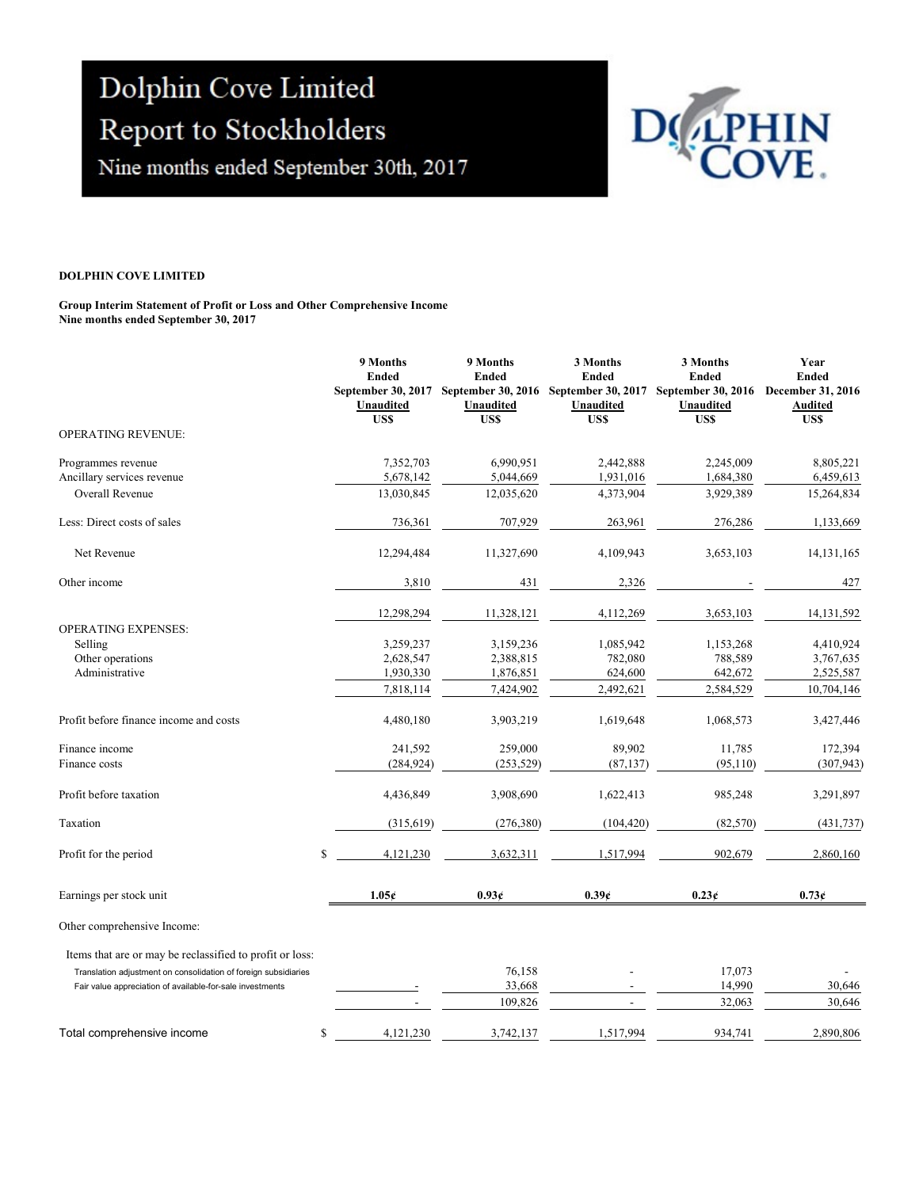# Dolphin Cove Limited
# Report to Stockholders
## Nine months ended September 30th, 2017

**DOLPHIN COVE LIMITED**

**Group Interim Statement of Profit or Loss and Other Comprehensive Income**
**Nine months ended September 30, 2017**

| | | 9 Months Ended September 30, 2017 Unaudited US$ | 9 Months Ended September 30, 2016 Unaudited US$ | 3 Months Ended September 30, 2017 Unaudited US$ | 3 Months Ended September 30, 2016 Unaudited US$ | Year Ended December 31, 2016 Audited US$ |
|---|---|---|---|---|---|---|
| OPERATING REVENUE: | | | | | | |
| Programmes revenue | | 7,352,703 | 6,990,951 | 2,442,888 | 2,245,009 | 8,805,221 |
| Ancillary services revenue | | 5,678,142 | 5,044,669 | 1,931,016 | 1,684,380 | 6,459,613 |
| Overall Revenue | | 13,030,845 | 12,035,620 | 4,373,904 | 3,929,389 | 15,264,834 |
| Less: Direct costs of sales | | 736,361 | 707,929 | 263,961 | 276,286 | 1,133,669 |
| Net Revenue | | 12,294,484 | 11,327,690 | 4,109,943 | 3,653,103 | 14,131,165 |
| Other income | | 3,810 | 431 | 2,326 | - | 427 |
| | | 12,298,294 | 11,328,121 | 4,112,269 | 3,653,103 | 14,131,592 |
| OPERATING EXPENSES: | | | | | | |
| Selling | | 3,259,237 | 3,159,236 | 1,085,942 | 1,153,268 | 4,410,924 |
| Other operations | | 2,628,547 | 2,388,815 | 782,080 | 788,589 | 3,767,635 |
| Administrative | | 1,930,330 | 1,876,851 | 624,600 | 642,672 | 2,525,587 |
| | | 7,818,114 | 7,424,902 | 2,492,621 | 2,584,529 | 10,704,146 |
| Profit before finance income and costs | | 4,480,180 | 3,903,219 | 1,619,648 | 1,068,573 | 3,427,446 |
| Finance income | | 241,592 | 259,000 | 89,902 | 11,785 | 172,394 |
| Finance costs | | (284,924) | (253,529) | (87,137) | (95,110) | (307,943) |
| Profit before taxation | | 4,436,849 | 3,908,690 | 1,622,413 | 985,248 | 3,291,897 |
| Taxation | | (315,619) | (276,380) | (104,420) | (82,570) | (431,737) |
| Profit for the period | $ | 4,121,230 | 3,632,311 | 1,517,994 | 902,679 | 2,860,160 |
| Earnings per stock unit | | **1.05¢** | **0.93¢** | **0.39¢** | **0.23¢** | **0.73¢** |
| Other comprehensive Income: | | | | | | |
| Items that are or may be reclassified to profit or loss: | | | | | | |
| Translation adjustment on consolidation of foreign subsidiaries | | | 76,158 | - | 17,073 | - |
| Fair value appreciation of available-for-sale investments | | - | 33,668 | - | 14,990 | 30,646 |
| | | - | 109,826 | - | 32,063 | 30,646 |
| Total comprehensive income | $ | 4,121,230 | 3,742,137 | 1,517,994 | 934,741 | 2,890,806 |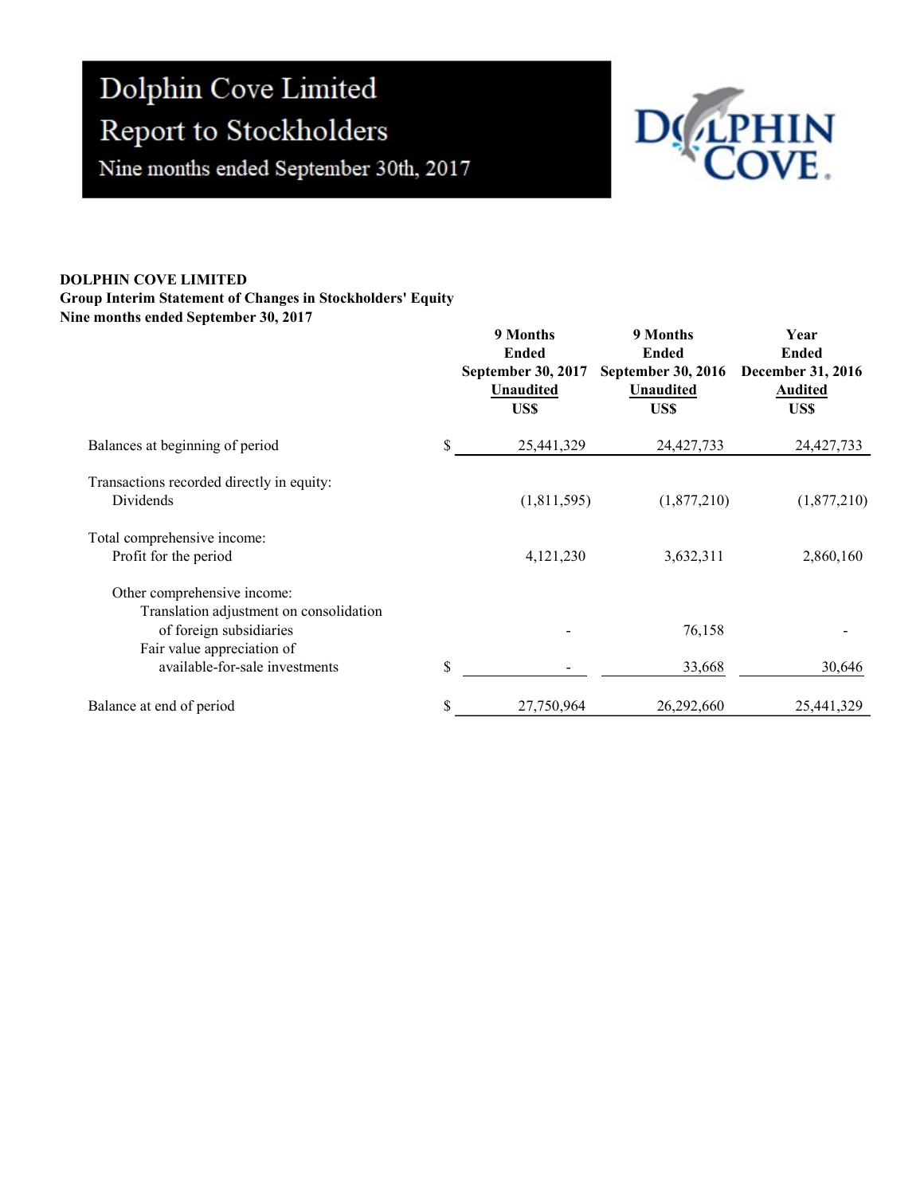# Dolphin Cove Limited
## Report to Stockholders
### Nine months ended September 30th, 2017

**DOLPHIN COVE LIMITED**
**Group Interim Statement of Changes in Stockholders' Equity**
**Nine months ended September 30, 2017**

| | | 9 Months Ended September 30, 2017 Unaudited US$ | 9 Months Ended September 30, 2016 Unaudited US$ | Year Ended December 31, 2016 Audited US$ |
|---|---|---|---|---|
| Balances at beginning of period | $ | 25,441,329 | 24,427,733 | 24,427,733 |
| Transactions recorded directly in equity: | | | | |
| Dividends | | (1,811,595) | (1,877,210) | (1,877,210) |
| Total comprehensive income: | | | | |
| Profit for the period | | 4,121,230 | 3,632,311 | 2,860,160 |
| Other comprehensive income: | | | | |
| Translation adjustment on consolidation of foreign subsidiaries | | - | 76,158 | - |
| Fair value appreciation of available-for-sale investments | $ | - | 33,668 | 30,646 |
| Balance at end of period | $ | 27,750,964 | 26,292,660 | 25,441,329 |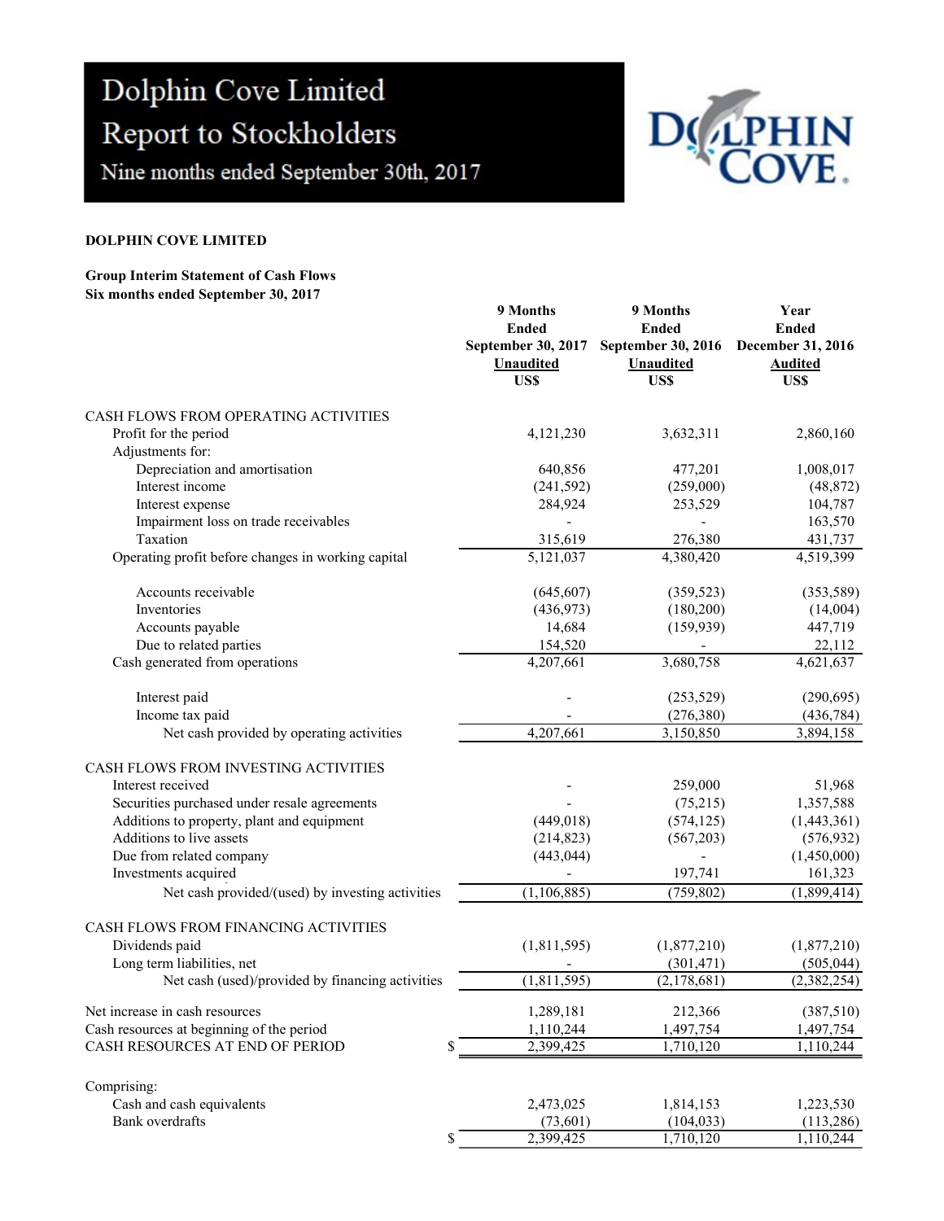# Dolphin Cove Limited

## Report to Stockholders

### Nine months ended September 30th, 2017

**DOLPHIN COVE LIMITED**

**Group Interim Statement of Cash Flows**
**Six months ended September 30, 2017**

| | 9 Months Ended September 30, 2017 Unaudited US$ | 9 Months Ended September 30, 2016 Unaudited US$ | Year Ended December 31, 2016 Audited US$ |
|---|---|---|---|
| CASH FLOWS FROM OPERATING ACTIVITIES | | | |
| Profit for the period | 4,121,230 | 3,632,311 | 2,860,160 |
| Adjustments for: | | | |
| Depreciation and amortisation | 640,856 | 477,201 | 1,008,017 |
| Interest income | (241,592) | (259,000) | (48,872) |
| Interest expense | 284,924 | 253,529 | 104,787 |
| Impairment loss on trade receivables | - | - | 163,570 |
| Taxation | 315,619 | 276,380 | 431,737 |
| Operating profit before changes in working capital | 5,121,037 | 4,380,420 | 4,519,399 |
| Accounts receivable | (645,607) | (359,523) | (353,589) |
| Inventories | (436,973) | (180,200) | (14,004) |
| Accounts payable | 14,684 | (159,939) | 447,719 |
| Due to related parties | 154,520 | - | 22,112 |
| Cash generated from operations | 4,207,661 | 3,680,758 | 4,621,637 |
| Interest paid | - | (253,529) | (290,695) |
| Income tax paid | - | (276,380) | (436,784) |
| Net cash provided by operating activities | 4,207,661 | 3,150,850 | 3,894,158 |
| CASH FLOWS FROM INVESTING ACTIVITIES | | | |
| Interest received | - | 259,000 | 51,968 |
| Securities purchased under resale agreements | - | (75,215) | 1,357,588 |
| Additions to property, plant and equipment | (449,018) | (574,125) | (1,443,361) |
| Additions to live assets | (214,823) | (567,203) | (576,932) |
| Due from related company | (443,044) | - | (1,450,000) |
| Investments acquired | - | 197,741 | 161,323 |
| Net cash provided/(used) by investing activities | (1,106,885) | (759,802) | (1,899,414) |
| CASH FLOWS FROM FINANCING ACTIVITIES | | | |
| Dividends paid | (1,811,595) | (1,877,210) | (1,877,210) |
| Long term liabilities, net | - | (301,471) | (505,044) |
| Net cash (used)/provided by financing activities | (1,811,595) | (2,178,681) | (2,382,254) |
| Net increase in cash resources | 1,289,181 | 212,366 | (387,510) |
| Cash resources at beginning of the period | 1,110,244 | 1,497,754 | 1,497,754 |
| CASH RESOURCES AT END OF PERIOD $ | 2,399,425 | 1,710,120 | 1,110,244 |
| Comprising: | | | |
| Cash and cash equivalents | 2,473,025 | 1,814,153 | 1,223,530 |
| Bank overdrafts | (73,601) | (104,033) | (113,286) |
| $ | 2,399,425 | 1,710,120 | 1,110,244 |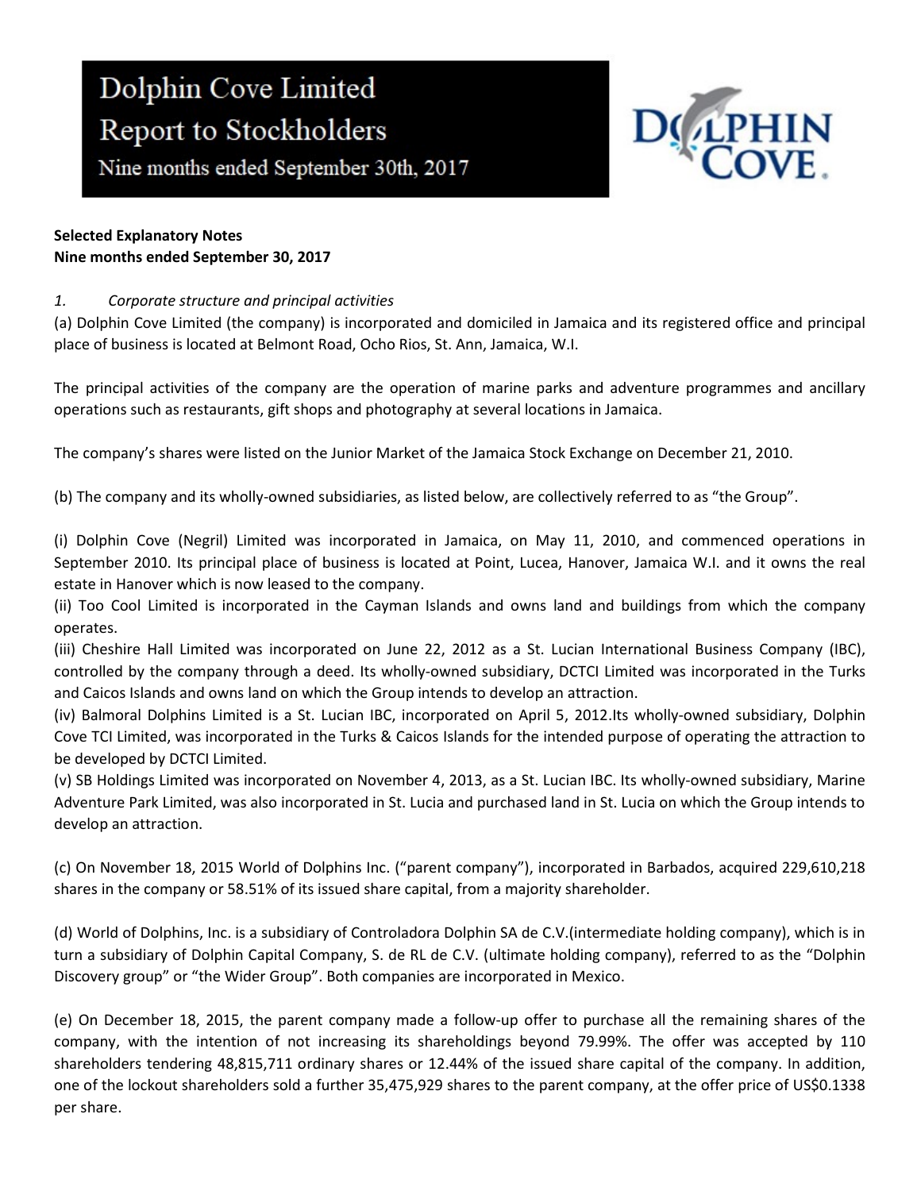# Dolphin Cove Limited
Report to Stockholders
Nine months ended September 30th, 2017

**Selected Explanatory Notes**
**Nine months ended September 30, 2017**

*1. Corporate structure and principal activities*

(a) Dolphin Cove Limited (the company) is incorporated and domiciled in Jamaica and its registered office and principal place of business is located at Belmont Road, Ocho Rios, St. Ann, Jamaica, W.I.

The principal activities of the company are the operation of marine parks and adventure programmes and ancillary operations such as restaurants, gift shops and photography at several locations in Jamaica.

The company's shares were listed on the Junior Market of the Jamaica Stock Exchange on December 21, 2010.

(b) The company and its wholly-owned subsidiaries, as listed below, are collectively referred to as "the Group".

(i) Dolphin Cove (Negril) Limited was incorporated in Jamaica, on May 11, 2010, and commenced operations in September 2010. Its principal place of business is located at Point, Lucea, Hanover, Jamaica W.I. and it owns the real estate in Hanover which is now leased to the company.
(ii) Too Cool Limited is incorporated in the Cayman Islands and owns land and buildings from which the company operates.
(iii) Cheshire Hall Limited was incorporated on June 22, 2012 as a St. Lucian International Business Company (IBC), controlled by the company through a deed. Its wholly-owned subsidiary, DCTCI Limited was incorporated in the Turks and Caicos Islands and owns land on which the Group intends to develop an attraction.
(iv) Balmoral Dolphins Limited is a St. Lucian IBC, incorporated on April 5, 2012.Its wholly-owned subsidiary, Dolphin Cove TCI Limited, was incorporated in the Turks & Caicos Islands for the intended purpose of operating the attraction to be developed by DCTCI Limited.
(v) SB Holdings Limited was incorporated on November 4, 2013, as a St. Lucian IBC. Its wholly-owned subsidiary, Marine Adventure Park Limited, was also incorporated in St. Lucia and purchased land in St. Lucia on which the Group intends to develop an attraction.

(c) On November 18, 2015 World of Dolphins Inc. ("parent company"), incorporated in Barbados, acquired 229,610,218 shares in the company or 58.51% of its issued share capital, from a majority shareholder.

(d) World of Dolphins, Inc. is a subsidiary of Controladora Dolphin SA de C.V.(intermediate holding company), which is in turn a subsidiary of Dolphin Capital Company, S. de RL de C.V. (ultimate holding company), referred to as the "Dolphin Discovery group" or "the Wider Group". Both companies are incorporated in Mexico.

(e) On December 18, 2015, the parent company made a follow-up offer to purchase all the remaining shares of the company, with the intention of not increasing its shareholdings beyond 79.99%. The offer was accepted by 110 shareholders tendering 48,815,711 ordinary shares or 12.44% of the issued share capital of the company. In addition, one of the lockout shareholders sold a further 35,475,929 shares to the parent company, at the offer price of US$0.1338 per share.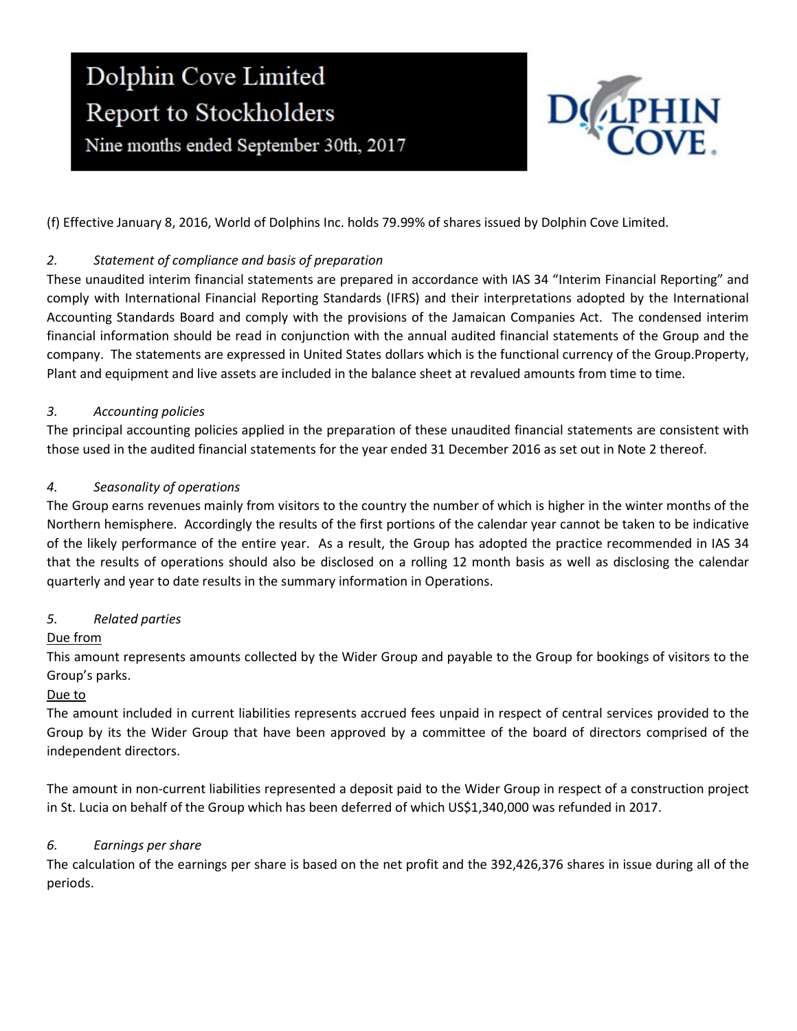(f) Effective January 8, 2016, World of Dolphins Inc. holds 79.99% of shares issued by Dolphin Cove Limited.

*2. Statement of compliance and basis of preparation*

These unaudited interim financial statements are prepared in accordance with IAS 34 "Interim Financial Reporting" and comply with International Financial Reporting Standards (IFRS) and their interpretations adopted by the International Accounting Standards Board and comply with the provisions of the Jamaican Companies Act. The condensed interim financial information should be read in conjunction with the annual audited financial statements of the Group and the company. The statements are expressed in United States dollars which is the functional currency of the Group.Property, Plant and equipment and live assets are included in the balance sheet at revalued amounts from time to time.

*3. Accounting policies*

The principal accounting policies applied in the preparation of these unaudited financial statements are consistent with those used in the audited financial statements for the year ended 31 December 2016 as set out in Note 2 thereof.

*4. Seasonality of operations*

The Group earns revenues mainly from visitors to the country the number of which is higher in the winter months of the Northern hemisphere. Accordingly the results of the first portions of the calendar year cannot be taken to be indicative of the likely performance of the entire year. As a result, the Group has adopted the practice recommended in IAS 34 that the results of operations should also be disclosed on a rolling 12 month basis as well as disclosing the calendar quarterly and year to date results in the summary information in Operations.

*5. Related parties*

Due from

This amount represents amounts collected by the Wider Group and payable to the Group for bookings of visitors to the Group's parks.

Due to

The amount included in current liabilities represents accrued fees unpaid in respect of central services provided to the Group by its the Wider Group that have been approved by a committee of the board of directors comprised of the independent directors.

The amount in non-current liabilities represented a deposit paid to the Wider Group in respect of a construction project in St. Lucia on behalf of the Group which has been deferred of which US$1,340,000 was refunded in 2017.

*6. Earnings per share*

The calculation of the earnings per share is based on the net profit and the 392,426,376 shares in issue during all of the periods.